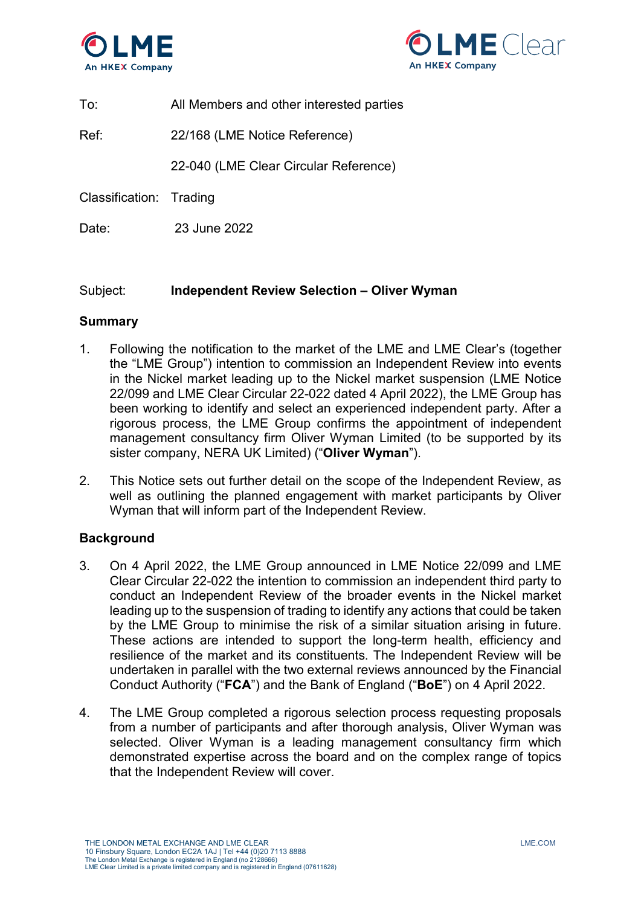To: All Members and other interested parties

Ref: 22/168 (LME Notice Reference)

22-040 (LME Clear Circular Reference)

Classification: Trading

Date: 23 June 2022

Subject: **Independent Review Selection – Oliver Wyman**

## Summary

1. Following the notification to the market of the LME and LME Clear's (together the "LME Group") intention to commission an Independent Review into events in the Nickel market leading up to the Nickel market suspension (LME Notice 22/099 and LME Clear Circular 22-022 dated 4 April 2022), the LME Group has been working to identify and select an experienced independent party. After a rigorous process, the LME Group confirms the appointment of independent management consultancy firm Oliver Wyman Limited (to be supported by its sister company, NERA UK Limited) ("**Oliver Wyman**").

2. This Notice sets out further detail on the scope of the Independent Review, as well as outlining the planned engagement with market participants by Oliver Wyman that will inform part of the Independent Review.

## Background

3. On 4 April 2022, the LME Group announced in LME Notice 22/099 and LME Clear Circular 22-022 the intention to commission an independent third party to conduct an Independent Review of the broader events in the Nickel market leading up to the suspension of trading to identify any actions that could be taken by the LME Group to minimise the risk of a similar situation arising in future. These actions are intended to support the long-term health, efficiency and resilience of the market and its constituents. The Independent Review will be undertaken in parallel with the two external reviews announced by the Financial Conduct Authority ("**FCA**") and the Bank of England ("**BoE**") on 4 April 2022.

4. The LME Group completed a rigorous selection process requesting proposals from a number of participants and after thorough analysis, Oliver Wyman was selected. Oliver Wyman is a leading management consultancy firm which demonstrated expertise across the board and on the complex range of topics that the Independent Review will cover.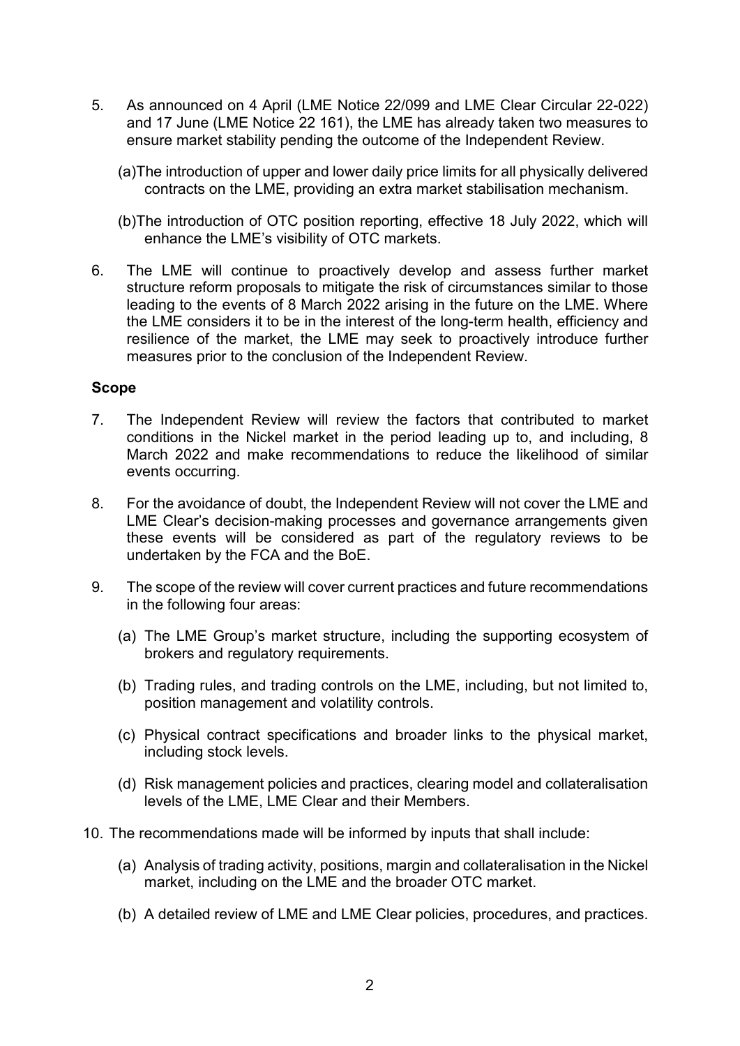5. As announced on 4 April (LME Notice 22/099 and LME Clear Circular 22-022) and 17 June (LME Notice 22 161), the LME has already taken two measures to ensure market stability pending the outcome of the Independent Review.

   (a) The introduction of upper and lower daily price limits for all physically delivered contracts on the LME, providing an extra market stabilisation mechanism.

   (b) The introduction of OTC position reporting, effective 18 July 2022, which will enhance the LME's visibility of OTC markets.

6. The LME will continue to proactively develop and assess further market structure reform proposals to mitigate the risk of circumstances similar to those leading to the events of 8 March 2022 arising in the future on the LME. Where the LME considers it to be in the interest of the long-term health, efficiency and resilience of the market, the LME may seek to proactively introduce further measures prior to the conclusion of the Independent Review.

**Scope**

7. The Independent Review will review the factors that contributed to market conditions in the Nickel market in the period leading up to, and including, 8 March 2022 and make recommendations to reduce the likelihood of similar events occurring.

8. For the avoidance of doubt, the Independent Review will not cover the LME and LME Clear's decision-making processes and governance arrangements given these events will be considered as part of the regulatory reviews to be undertaken by the FCA and the BoE.

9. The scope of the review will cover current practices and future recommendations in the following four areas:

   (a) The LME Group's market structure, including the supporting ecosystem of brokers and regulatory requirements.

   (b) Trading rules, and trading controls on the LME, including, but not limited to, position management and volatility controls.

   (c) Physical contract specifications and broader links to the physical market, including stock levels.

   (d) Risk management policies and practices, clearing model and collateralisation levels of the LME, LME Clear and their Members.

10. The recommendations made will be informed by inputs that shall include:

    (a) Analysis of trading activity, positions, margin and collateralisation in the Nickel market, including on the LME and the broader OTC market.

    (b) A detailed review of LME and LME Clear policies, procedures, and practices.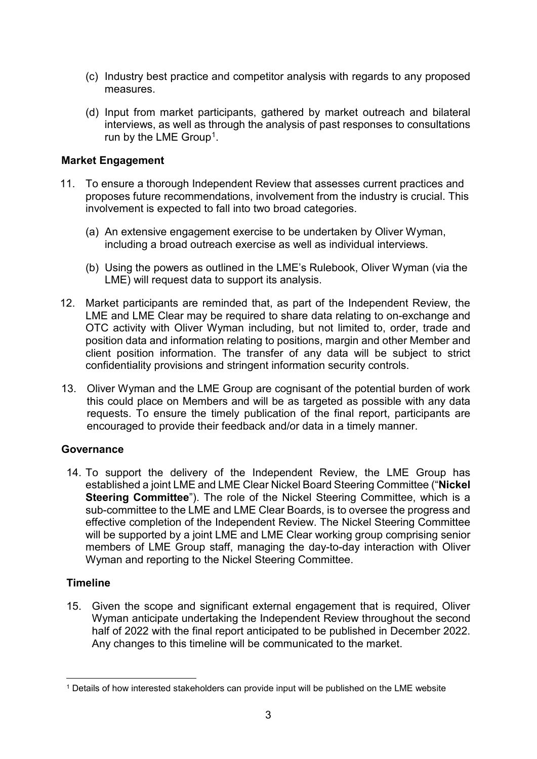(c) Industry best practice and competitor analysis with regards to any proposed measures.

(d) Input from market participants, gathered by market outreach and bilateral interviews, as well as through the analysis of past responses to consultations run by the LME Group[1].

### Market Engagement

11. To ensure a thorough Independent Review that assesses current practices and proposes future recommendations, involvement from the industry is crucial. This involvement is expected to fall into two broad categories.

    (a) An extensive engagement exercise to be undertaken by Oliver Wyman, including a broad outreach exercise as well as individual interviews.

    (b) Using the powers as outlined in the LME's Rulebook, Oliver Wyman (via the LME) will request data to support its analysis.

12. Market participants are reminded that, as part of the Independent Review, the LME and LME Clear may be required to share data relating to on-exchange and OTC activity with Oliver Wyman including, but not limited to, order, trade and position data and information relating to positions, margin and other Member and client position information. The transfer of any data will be subject to strict confidentiality provisions and stringent information security controls.

13. Oliver Wyman and the LME Group are cognisant of the potential burden of work this could place on Members and will be as targeted as possible with any data requests. To ensure the timely publication of the final report, participants are encouraged to provide their feedback and/or data in a timely manner.

### Governance

14. To support the delivery of the Independent Review, the LME Group has established a joint LME and LME Clear Nickel Board Steering Committee ("**Nickel Steering Committee**"). The role of the Nickel Steering Committee, which is a sub-committee to the LME and LME Clear Boards, is to oversee the progress and effective completion of the Independent Review. The Nickel Steering Committee will be supported by a joint LME and LME Clear working group comprising senior members of LME Group staff, managing the day-to-day interaction with Oliver Wyman and reporting to the Nickel Steering Committee.

### Timeline

15. Given the scope and significant external engagement that is required, Oliver Wyman anticipate undertaking the Independent Review throughout the second half of 2022 with the final report anticipated to be published in December 2022. Any changes to this timeline will be communicated to the market.

---

[1] Details of how interested stakeholders can provide input will be published on the LME website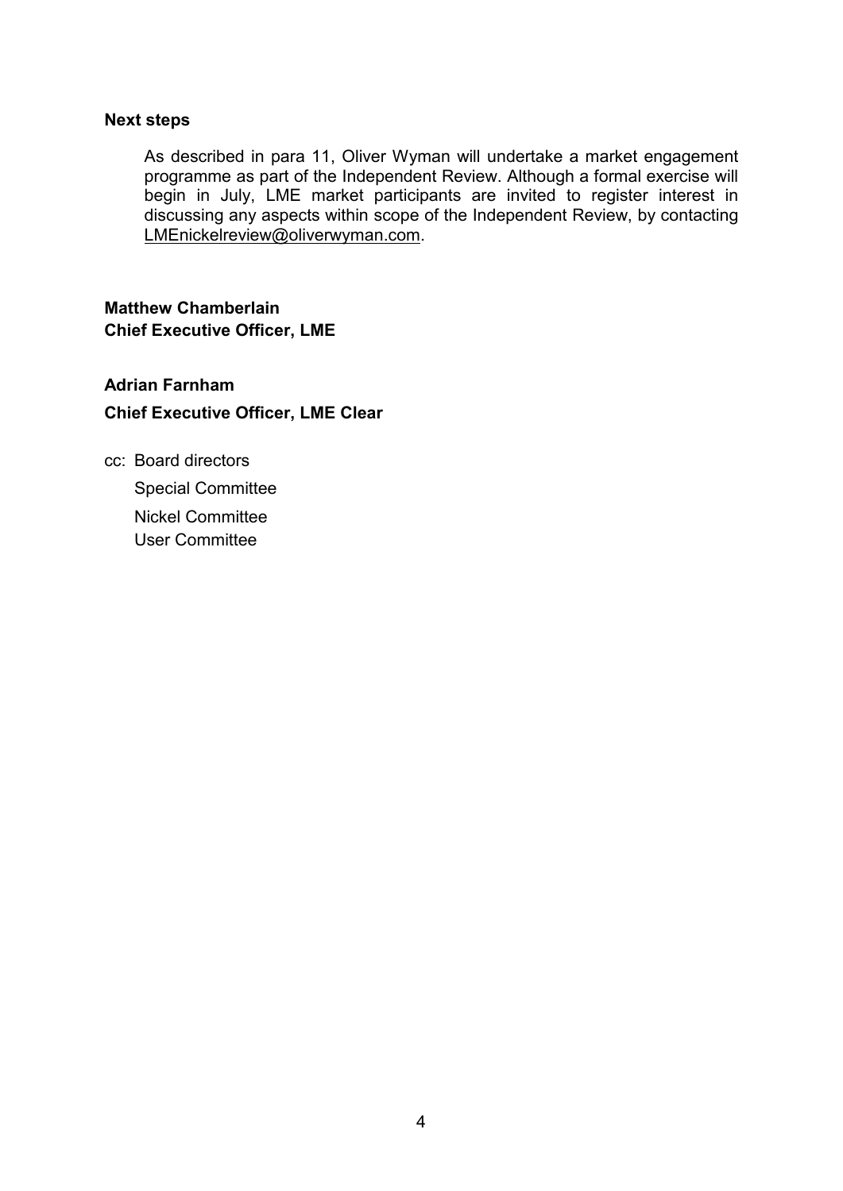**Next steps**

As described in para 11, Oliver Wyman will undertake a market engagement programme as part of the Independent Review. Although a formal exercise will begin in July, LME market participants are invited to register interest in discussing any aspects within scope of the Independent Review, by contacting LMEnickelreview@oliverwyman.com.

**Matthew Chamberlain**
**Chief Executive Officer, LME**

**Adrian Farnham**
**Chief Executive Officer, LME Clear**

cc: Board directors
Special Committee
Nickel Committee
User Committee